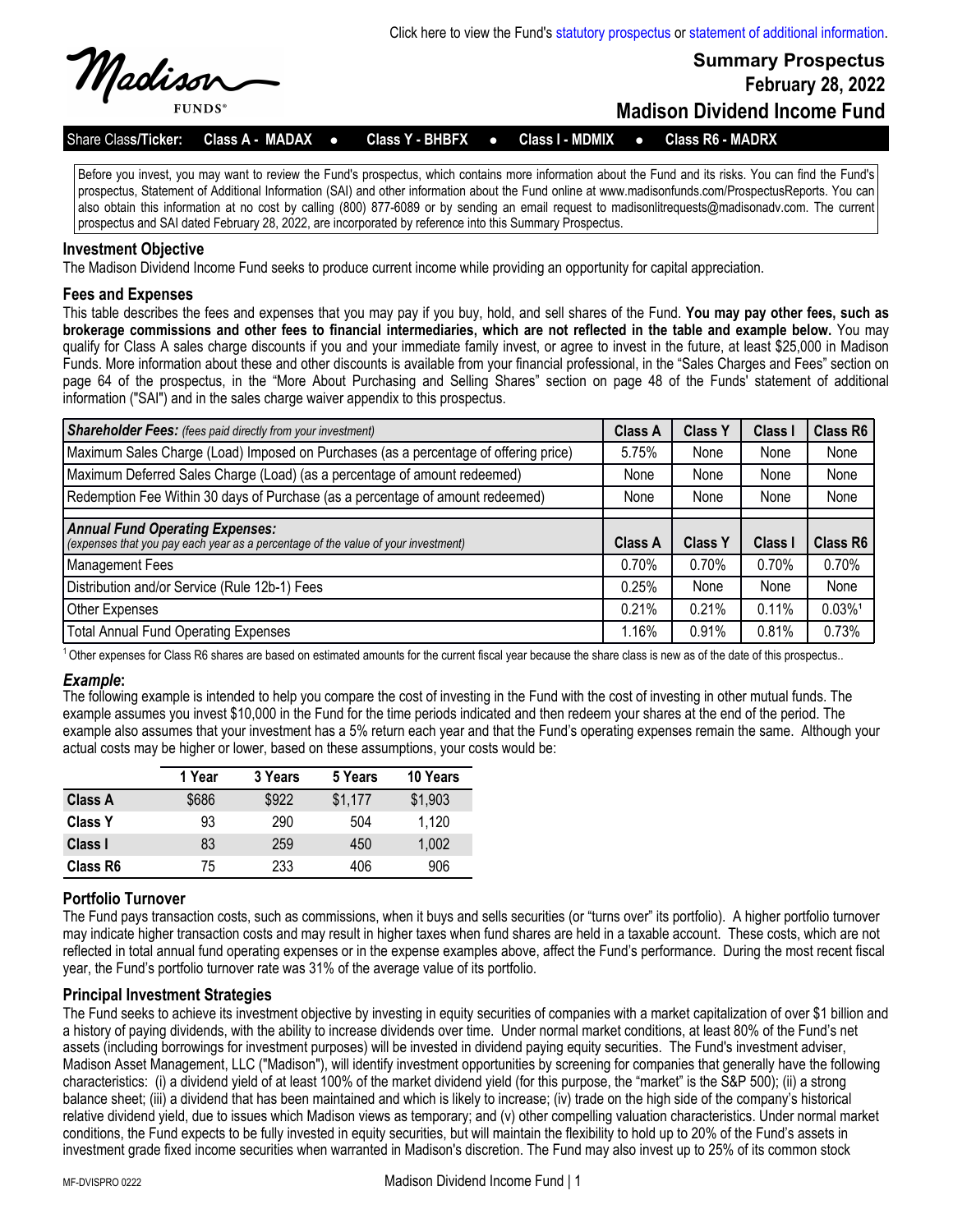Click here to view the Fund's statutory prospectus or statement of additional information.

Madison FUNDS®

# Summary Prospectus
**February 28, 2022**
## Madison Dividend Income Fund

Share Class/Ticker: **Class A - MADAX** ● **Class Y - BHBFX** ● **Class I - MDMIX** ● **Class R6 - MADRX**

Before you invest, you may want to review the Fund's prospectus, which contains more information about the Fund and its risks. You can find the Fund's prospectus, Statement of Additional Information (SAI) and other information about the Fund online at www.madisonfunds.com/ProspectusReports. You can also obtain this information at no cost by calling (800) 877-6089 or by sending an email request to madisonlitrequests@madisonadv.com. The current prospectus and SAI dated February 28, 2022, are incorporated by reference into this Summary Prospectus.

### Investment Objective

The Madison Dividend Income Fund seeks to produce current income while providing an opportunity for capital appreciation.

### Fees and Expenses

This table describes the fees and expenses that you may pay if you buy, hold, and sell shares of the Fund. **You may pay other fees, such as brokerage commissions and other fees to financial intermediaries, which are not reflected in the table and example below.** You may qualify for Class A sales charge discounts if you and your immediate family invest, or agree to invest in the future, at least $25,000 in Madison Funds. More information about these and other discounts is available from your financial professional, in the "Sales Charges and Fees" section on page 64 of the prospectus, in the "More About Purchasing and Selling Shares" section on page 48 of the Funds' statement of additional information ("SAI") and in the sales charge waiver appendix to this prospectus.

| ***Shareholder Fees:*** *(fees paid directly from your investment)* | Class A | Class Y | Class I | Class R6 |
|---|---|---|---|---|
| Maximum Sales Charge (Load) Imposed on Purchases (as a percentage of offering price) | 5.75% | None | None | None |
| Maximum Deferred Sales Charge (Load) (as a percentage of amount redeemed) | None | None | None | None |
| Redemption Fee Within 30 days of Purchase (as a percentage of amount redeemed) | None | None | None | None |
| ***Annual Fund Operating Expenses:*** *(expenses that you pay each year as a percentage of the value of your investment)* | **Class A** | **Class Y** | **Class I** | **Class R6** |
| Management Fees | 0.70% | 0.70% | 0.70% | 0.70% |
| Distribution and/or Service (Rule 12b-1) Fees | 0.25% | None | None | None |
| Other Expenses | 0.21% | 0.21% | 0.11% | 0.03%[1] |
| Total Annual Fund Operating Expenses | 1.16% | 0.91% | 0.81% | 0.73% |

[1] Other expenses for Class R6 shares are based on estimated amounts for the current fiscal year because the share class is new as of the date of this prospectus..

#### *Example*:

The following example is intended to help you compare the cost of investing in the Fund with the cost of investing in other mutual funds. The example assumes you invest $10,000 in the Fund for the time periods indicated and then redeem your shares at the end of the period. The example also assumes that your investment has a 5% return each year and that the Fund's operating expenses remain the same. Although your actual costs may be higher or lower, based on these assumptions, your costs would be:

| | 1 Year | 3 Years | 5 Years | 10 Years |
|---|---|---|---|---|
| **Class A** | $686 | $922 | $1,177 | $1,903 |
| **Class Y** | 93 | 290 | 504 | 1,120 |
| **Class I** | 83 | 259 | 450 | 1,002 |
| **Class R6** | 75 | 233 | 406 | 906 |

### Portfolio Turnover

The Fund pays transaction costs, such as commissions, when it buys and sells securities (or "turns over" its portfolio). A higher portfolio turnover may indicate higher transaction costs and may result in higher taxes when fund shares are held in a taxable account. These costs, which are not reflected in total annual fund operating expenses or in the expense examples above, affect the Fund's performance. During the most recent fiscal year, the Fund's portfolio turnover rate was 31% of the average value of its portfolio.

### Principal Investment Strategies

The Fund seeks to achieve its investment objective by investing in equity securities of companies with a market capitalization of over $1 billion and a history of paying dividends, with the ability to increase dividends over time. Under normal market conditions, at least 80% of the Fund's net assets (including borrowings for investment purposes) will be invested in dividend paying equity securities. The Fund's investment adviser, Madison Asset Management, LLC ("Madison"), will identify investment opportunities by screening for companies that generally have the following characteristics: (i) a dividend yield of at least 100% of the market dividend yield (for this purpose, the "market" is the S&P 500); (ii) a strong balance sheet; (iii) a dividend that has been maintained and which is likely to increase; (iv) trade on the high side of the company's historical relative dividend yield, due to issues which Madison views as temporary; and (v) other compelling valuation characteristics. Under normal market conditions, the Fund expects to be fully invested in equity securities, but will maintain the flexibility to hold up to 20% of the Fund's assets in investment grade fixed income securities when warranted in Madison's discretion. The Fund may also invest up to 25% of its common stock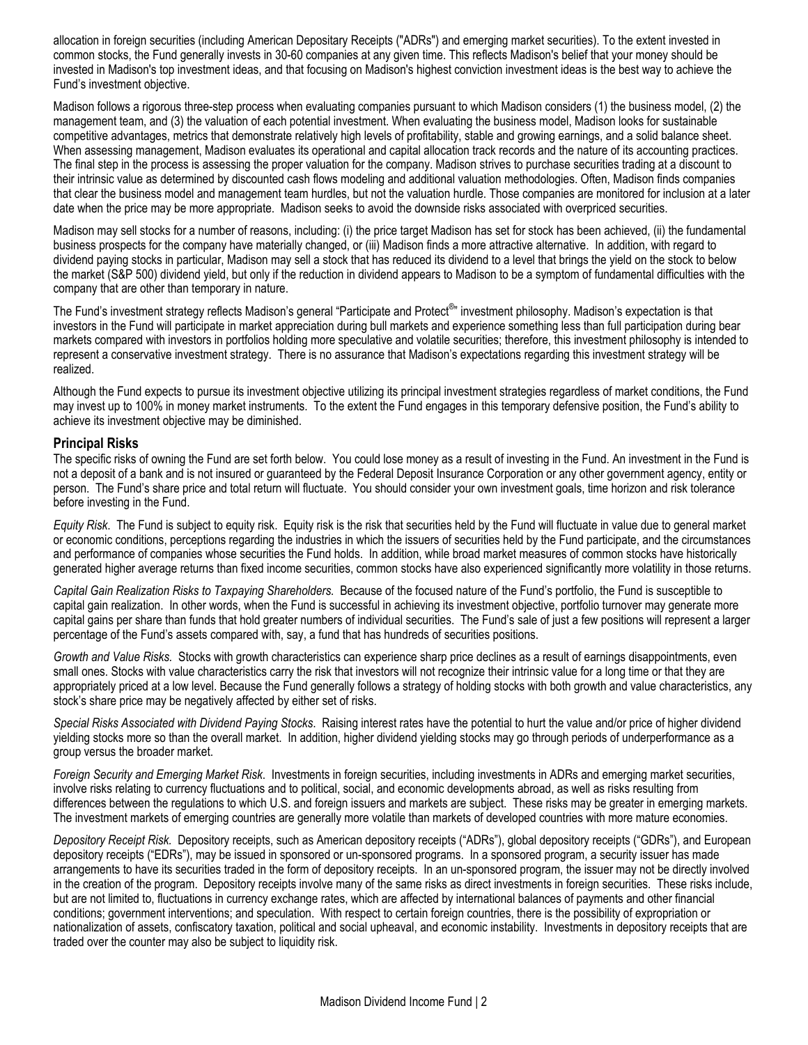allocation in foreign securities (including American Depositary Receipts ("ADRs") and emerging market securities). To the extent invested in common stocks, the Fund generally invests in 30-60 companies at any given time. This reflects Madison's belief that your money should be invested in Madison's top investment ideas, and that focusing on Madison's highest conviction investment ideas is the best way to achieve the Fund's investment objective.

Madison follows a rigorous three-step process when evaluating companies pursuant to which Madison considers (1) the business model, (2) the management team, and (3) the valuation of each potential investment. When evaluating the business model, Madison looks for sustainable competitive advantages, metrics that demonstrate relatively high levels of profitability, stable and growing earnings, and a solid balance sheet. When assessing management, Madison evaluates its operational and capital allocation track records and the nature of its accounting practices. The final step in the process is assessing the proper valuation for the company. Madison strives to purchase securities trading at a discount to their intrinsic value as determined by discounted cash flows modeling and additional valuation methodologies. Often, Madison finds companies that clear the business model and management team hurdles, but not the valuation hurdle. Those companies are monitored for inclusion at a later date when the price may be more appropriate. Madison seeks to avoid the downside risks associated with overpriced securities.

Madison may sell stocks for a number of reasons, including: (i) the price target Madison has set for stock has been achieved, (ii) the fundamental business prospects for the company have materially changed, or (iii) Madison finds a more attractive alternative. In addition, with regard to dividend paying stocks in particular, Madison may sell a stock that has reduced its dividend to a level that brings the yield on the stock to below the market (S&P 500) dividend yield, but only if the reduction in dividend appears to Madison to be a symptom of fundamental difficulties with the company that are other than temporary in nature.

The Fund's investment strategy reflects Madison's general "Participate and Protect®" investment philosophy. Madison's expectation is that investors in the Fund will participate in market appreciation during bull markets and experience something less than full participation during bear markets compared with investors in portfolios holding more speculative and volatile securities; therefore, this investment philosophy is intended to represent a conservative investment strategy. There is no assurance that Madison's expectations regarding this investment strategy will be realized.

Although the Fund expects to pursue its investment objective utilizing its principal investment strategies regardless of market conditions, the Fund may invest up to 100% in money market instruments. To the extent the Fund engages in this temporary defensive position, the Fund's ability to achieve its investment objective may be diminished.

## Principal Risks

The specific risks of owning the Fund are set forth below. You could lose money as a result of investing in the Fund. An investment in the Fund is not a deposit of a bank and is not insured or guaranteed by the Federal Deposit Insurance Corporation or any other government agency, entity or person. The Fund's share price and total return will fluctuate. You should consider your own investment goals, time horizon and risk tolerance before investing in the Fund.

*Equity Risk*. The Fund is subject to equity risk. Equity risk is the risk that securities held by the Fund will fluctuate in value due to general market or economic conditions, perceptions regarding the industries in which the issuers of securities held by the Fund participate, and the circumstances and performance of companies whose securities the Fund holds. In addition, while broad market measures of common stocks have historically generated higher average returns than fixed income securities, common stocks have also experienced significantly more volatility in those returns.

*Capital Gain Realization Risks to Taxpaying Shareholders.* Because of the focused nature of the Fund's portfolio, the Fund is susceptible to capital gain realization. In other words, when the Fund is successful in achieving its investment objective, portfolio turnover may generate more capital gains per share than funds that hold greater numbers of individual securities. The Fund's sale of just a few positions will represent a larger percentage of the Fund's assets compared with, say, a fund that has hundreds of securities positions.

*Growth and Value Risks.* Stocks with growth characteristics can experience sharp price declines as a result of earnings disappointments, even small ones. Stocks with value characteristics carry the risk that investors will not recognize their intrinsic value for a long time or that they are appropriately priced at a low level. Because the Fund generally follows a strategy of holding stocks with both growth and value characteristics, any stock's share price may be negatively affected by either set of risks.

*Special Risks Associated with Dividend Paying Stocks*. Raising interest rates have the potential to hurt the value and/or price of higher dividend yielding stocks more so than the overall market. In addition, higher dividend yielding stocks may go through periods of underperformance as a group versus the broader market.

*Foreign Security and Emerging Market Risk*. Investments in foreign securities, including investments in ADRs and emerging market securities, involve risks relating to currency fluctuations and to political, social, and economic developments abroad, as well as risks resulting from differences between the regulations to which U.S. and foreign issuers and markets are subject. These risks may be greater in emerging markets. The investment markets of emerging countries are generally more volatile than markets of developed countries with more mature economies.

*Depository Receipt Risk.* Depository receipts, such as American depository receipts ("ADRs"), global depository receipts ("GDRs"), and European depository receipts ("EDRs"), may be issued in sponsored or un-sponsored programs. In a sponsored program, a security issuer has made arrangements to have its securities traded in the form of depository receipts. In an un-sponsored program, the issuer may not be directly involved in the creation of the program. Depository receipts involve many of the same risks as direct investments in foreign securities. These risks include, but are not limited to, fluctuations in currency exchange rates, which are affected by international balances of payments and other financial conditions; government interventions; and speculation. With respect to certain foreign countries, there is the possibility of expropriation or nationalization of assets, confiscatory taxation, political and social upheaval, and economic instability. Investments in depository receipts that are traded over the counter may also be subject to liquidity risk.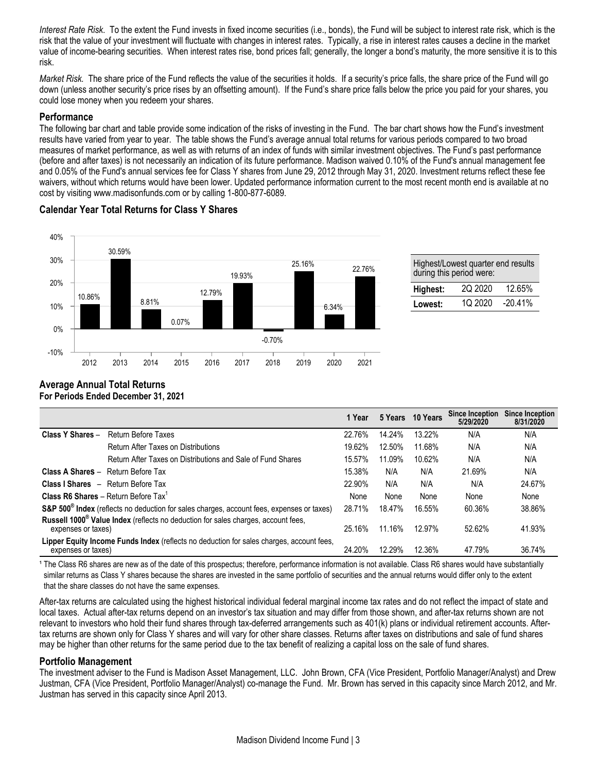*Interest Rate Risk*. To the extent the Fund invests in fixed income securities (i.e., bonds), the Fund will be subject to interest rate risk, which is the risk that the value of your investment will fluctuate with changes in interest rates. Typically, a rise in interest rates causes a decline in the market value of income-bearing securities. When interest rates rise, bond prices fall; generally, the longer a bond's maturity, the more sensitive it is to this risk.

*Market Risk.* The share price of the Fund reflects the value of the securities it holds. If a security's price falls, the share price of the Fund will go down (unless another security's price rises by an offsetting amount). If the Fund's share price falls below the price you paid for your shares, you could lose money when you redeem your shares.

### Performance

The following bar chart and table provide some indication of the risks of investing in the Fund. The bar chart shows how the Fund's investment results have varied from year to year. The table shows the Fund's average annual total returns for various periods compared to two broad measures of market performance, as well as with returns of an index of funds with similar investment objectives. The Fund's past performance (before and after taxes) is not necessarily an indication of its future performance. Madison waived 0.10% of the Fund's annual management fee and 0.05% of the Fund's annual services fee for Class Y shares from June 29, 2012 through May 31, 2020. Investment returns reflect these fee waivers, without which returns would have been lower. Updated performance information current to the most recent month end is available at no cost by visiting www.madisonfunds.com or by calling 1-800-877-6089.

### Calendar Year Total Returns for Class Y Shares

| Year | Return |
|---|---|
| 2012 | 10.86% |
| 2013 | 30.59% |
| 2014 | 8.81% |
| 2015 | 0.07% |
| 2016 | 12.79% |
| 2017 | 19.93% |
| 2018 | -0.70% |
| 2019 | 25.16% |
| 2020 | 6.34% |
| 2021 | 22.76% |

| Highest/Lowest quarter end results during this period were: | | |
|---|---|---|
| **Highest:** | 2Q 2020 | 12.65% |
| **Lowest:** | 1Q 2020 | -20.41% |

### Average Annual Total Returns
**For Periods Ended December 31, 2021**

| | | 1 Year | 5 Years | 10 Years | Since Inception 5/29/2020 | Since Inception 8/31/2020 |
|---|---|---|---|---|---|---|
| **Class Y Shares** – | Return Before Taxes | 22.76% | 14.24% | 13.22% | N/A | N/A |
| | Return After Taxes on Distributions | 19.62% | 12.50% | 11.68% | N/A | N/A |
| | Return After Taxes on Distributions and Sale of Fund Shares | 15.57% | 11.09% | 10.62% | N/A | N/A |
| **Class A Shares** – | Return Before Tax | 15.38% | N/A | N/A | 21.69% | N/A |
| **Class I Shares** – | Return Before Tax | 22.90% | N/A | N/A | N/A | 24.67% |
| **Class R6 Shares** – Return Before Tax[1] | | None | None | None | None | None |
| **S&P 500® Index** (reflects no deduction for sales charges, account fees, expenses or taxes) | | 28.71% | 18.47% | 16.55% | 60.36% | 38.86% |
| **Russell 1000® Value Index** (reflects no deduction for sales charges, account fees, expenses or taxes) | | 25.16% | 11.16% | 12.97% | 52.62% | 41.93% |
| **Lipper Equity Income Funds Index** (reflects no deduction for sales charges, account fees, expenses or taxes) | | 24.20% | 12.29% | 12.36% | 47.79% | 36.74% |

[1] The Class R6 shares are new as of the date of this prospectus; therefore, performance information is not available. Class R6 shares would have substantially similar returns as Class Y shares because the shares are invested in the same portfolio of securities and the annual returns would differ only to the extent that the share classes do not have the same expenses.

After-tax returns are calculated using the highest historical individual federal marginal income tax rates and do not reflect the impact of state and local taxes. Actual after-tax returns depend on an investor's tax situation and may differ from those shown, and after-tax returns shown are not relevant to investors who hold their fund shares through tax-deferred arrangements such as 401(k) plans or individual retirement accounts. After-tax returns are shown only for Class Y shares and will vary for other share classes. Returns after taxes on distributions and sale of fund shares may be higher than other returns for the same period due to the tax benefit of realizing a capital loss on the sale of fund shares.

### Portfolio Management

The investment adviser to the Fund is Madison Asset Management, LLC. John Brown, CFA (Vice President, Portfolio Manager/Analyst) and Drew Justman, CFA (Vice President, Portfolio Manager/Analyst) co-manage the Fund. Mr. Brown has served in this capacity since March 2012, and Mr. Justman has served in this capacity since April 2013.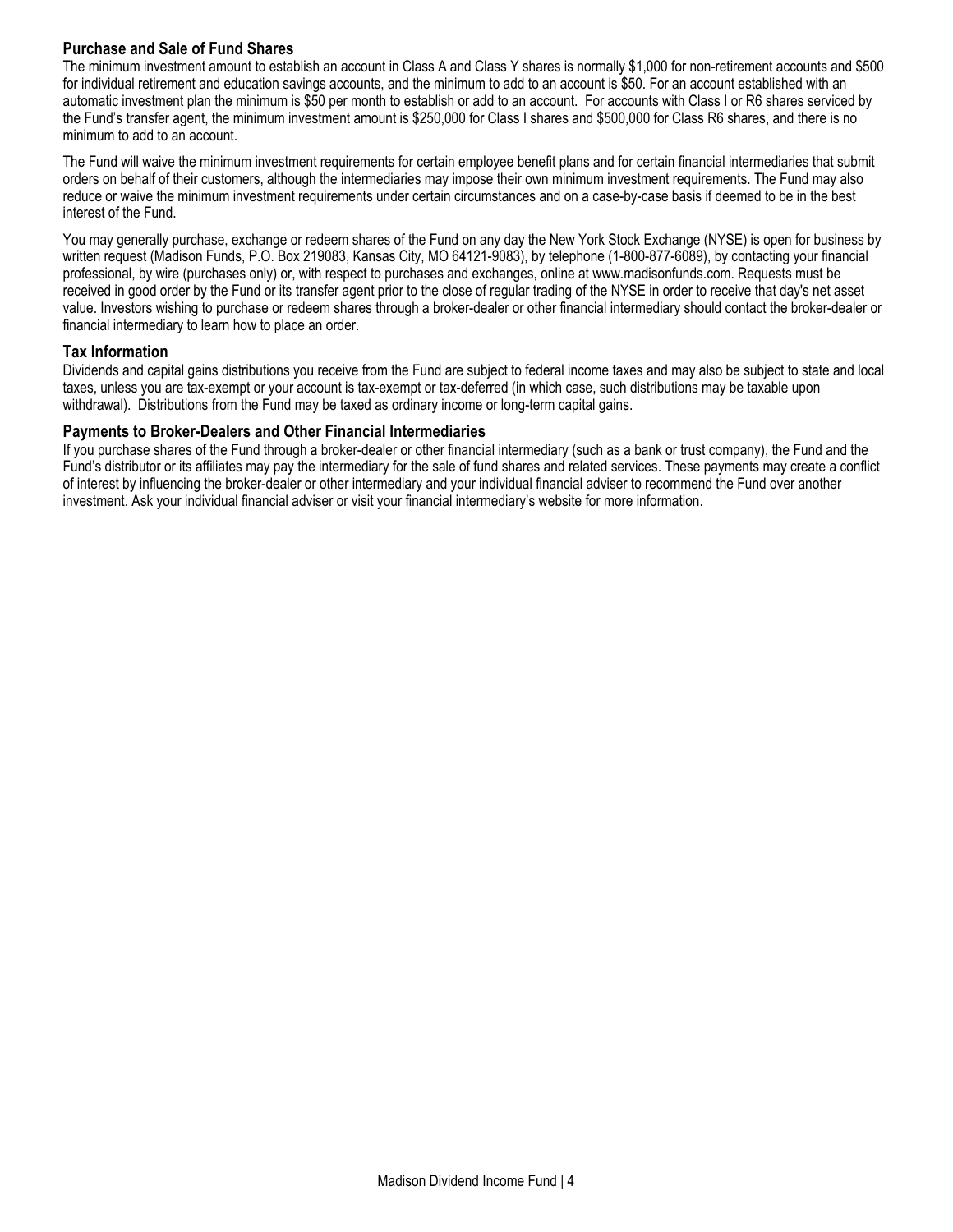### Purchase and Sale of Fund Shares

The minimum investment amount to establish an account in Class A and Class Y shares is normally $1,000 for non-retirement accounts and $500 for individual retirement and education savings accounts, and the minimum to add to an account is $50. For an account established with an automatic investment plan the minimum is $50 per month to establish or add to an account. For accounts with Class I or R6 shares serviced by the Fund's transfer agent, the minimum investment amount is $250,000 for Class I shares and $500,000 for Class R6 shares, and there is no minimum to add to an account.

The Fund will waive the minimum investment requirements for certain employee benefit plans and for certain financial intermediaries that submit orders on behalf of their customers, although the intermediaries may impose their own minimum investment requirements. The Fund may also reduce or waive the minimum investment requirements under certain circumstances and on a case-by-case basis if deemed to be in the best interest of the Fund.

You may generally purchase, exchange or redeem shares of the Fund on any day the New York Stock Exchange (NYSE) is open for business by written request (Madison Funds, P.O. Box 219083, Kansas City, MO 64121-9083), by telephone (1-800-877-6089), by contacting your financial professional, by wire (purchases only) or, with respect to purchases and exchanges, online at www.madisonfunds.com. Requests must be received in good order by the Fund or its transfer agent prior to the close of regular trading of the NYSE in order to receive that day's net asset value. Investors wishing to purchase or redeem shares through a broker-dealer or other financial intermediary should contact the broker-dealer or financial intermediary to learn how to place an order.

### Tax Information

Dividends and capital gains distributions you receive from the Fund are subject to federal income taxes and may also be subject to state and local taxes, unless you are tax-exempt or your account is tax-exempt or tax-deferred (in which case, such distributions may be taxable upon withdrawal). Distributions from the Fund may be taxed as ordinary income or long-term capital gains.

### Payments to Broker-Dealers and Other Financial Intermediaries

If you purchase shares of the Fund through a broker-dealer or other financial intermediary (such as a bank or trust company), the Fund and the Fund's distributor or its affiliates may pay the intermediary for the sale of fund shares and related services. These payments may create a conflict of interest by influencing the broker-dealer or other intermediary and your individual financial adviser to recommend the Fund over another investment. Ask your individual financial adviser or visit your financial intermediary's website for more information.